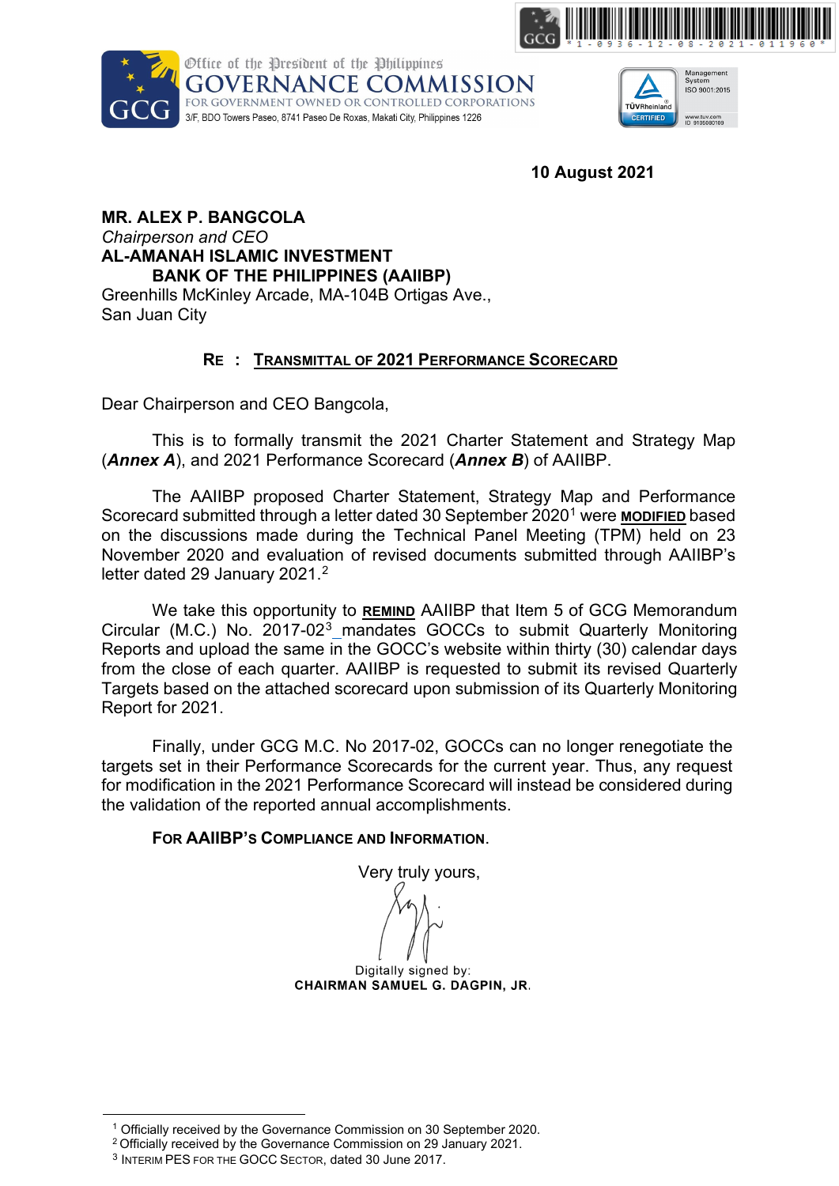Office of the President of the Philippines
**GOVERNANCE COMMISSION**
FOR GOVERNMENT OWNED OR CONTROLLED CORPORATIONS
3/F, BDO Towers Paseo, 8741 Paseo De Roxas, Makati City, Philippines 1226

**10 August 2021**

**MR. ALEX P. BANGCOLA**
*Chairperson and CEO*
**AL-AMANAH ISLAMIC INVESTMENT BANK OF THE PHILIPPINES (AAIIBP)**
Greenhills McKinley Arcade, MA-104B Ortigas Ave.,
San Juan City

**RE : TRANSMITTAL OF 2021 PERFORMANCE SCORECARD**

Dear Chairperson and CEO Bangcola,

This is to formally transmit the 2021 Charter Statement and Strategy Map (***Annex A***), and 2021 Performance Scorecard (***Annex B***) of AAIIBP.

The AAIIBP proposed Charter Statement, Strategy Map and Performance Scorecard submitted through a letter dated 30 September 2020[1] were **MODIFIED** based on the discussions made during the Technical Panel Meeting (TPM) held on 23 November 2020 and evaluation of revised documents submitted through AAIIBP's letter dated 29 January 2021.[2]

We take this opportunity to **REMIND** AAIIBP that Item 5 of GCG Memorandum Circular (M.C.) No. 2017-02[3] mandates GOCCs to submit Quarterly Monitoring Reports and upload the same in the GOCC's website within thirty (30) calendar days from the close of each quarter. AAIIBP is requested to submit its revised Quarterly Targets based on the attached scorecard upon submission of its Quarterly Monitoring Report for 2021.

Finally, under GCG M.C. No 2017-02, GOCCs can no longer renegotiate the targets set in their Performance Scorecards for the current year. Thus, any request for modification in the 2021 Performance Scorecard will instead be considered during the validation of the reported annual accomplishments.

**FOR AAIIBP'S COMPLIANCE AND INFORMATION.**

Very truly yours,

Digitally signed by:
**CHAIRMAN SAMUEL G. DAGPIN, JR.**

---

[1] Officially received by the Governance Commission on 30 September 2020.
[2] Officially received by the Governance Commission on 29 January 2021.
[3] INTERIM PES FOR THE GOCC SECTOR, dated 30 June 2017.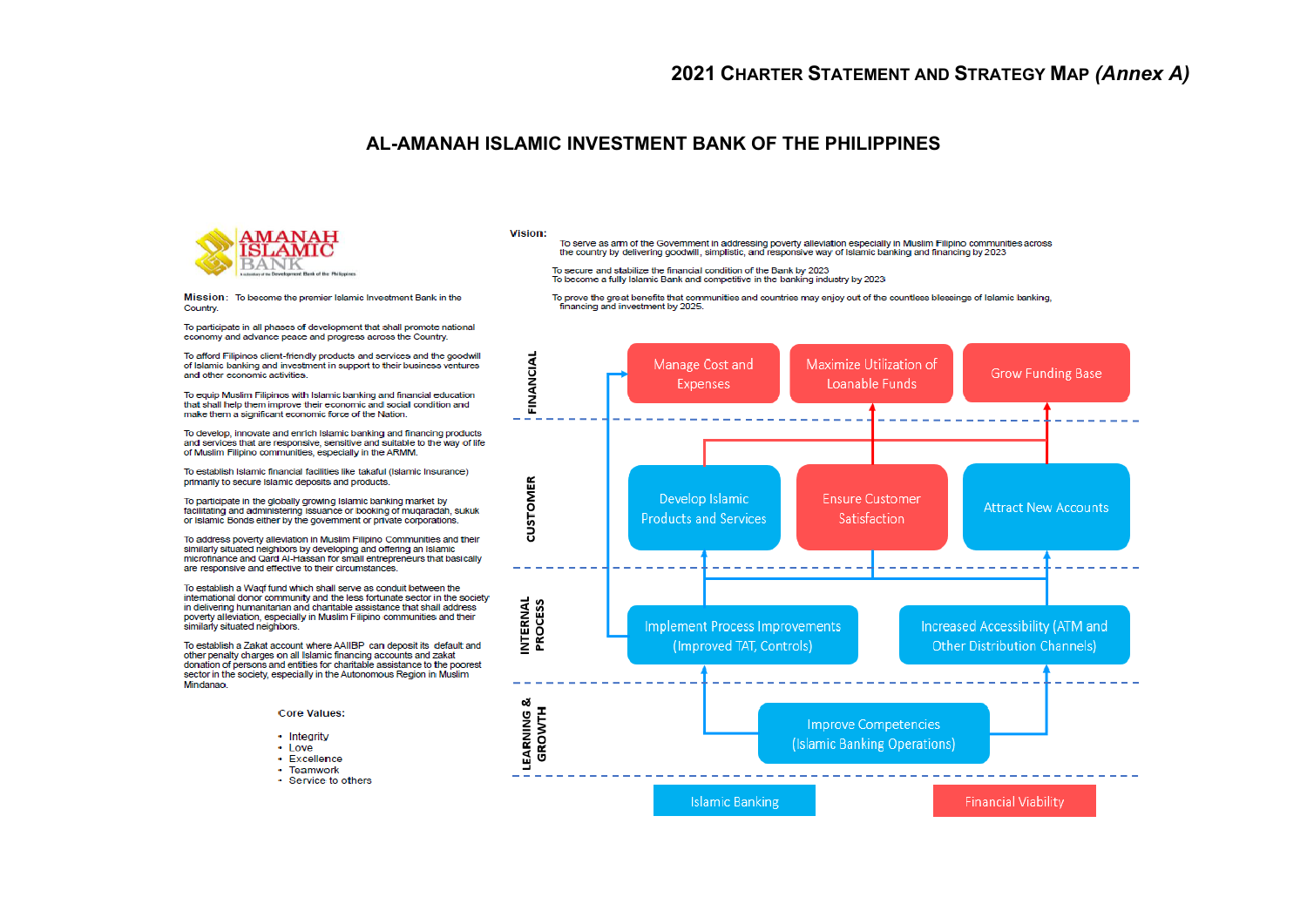# 2021 Charter Statement and Strategy Map *(Annex A)*

## AL-AMANAH ISLAMIC INVESTMENT BANK OF THE PHILIPPINES

AMANAH ISLAMIC BANK

**Mission:** To become the premier Islamic Investment Bank in the Country.

To participate in all phases of development that shall promote national economy and advance peace and progress across the Country.

To afford Filipinos client-friendly products and services and the goodwill of Islamic banking and investment in support to their business ventures and other economic activities.

To equip Muslim Filipinos with Islamic banking and financial education that shall help them improve their economic and social condition and make them a significant economic force of the Nation.

To develop, innovate and enrich Islamic banking and financing products and services that are responsive, sensitive and suitable to the way of life of Muslim Filipino communities, especially in the ARMM.

To establish Islamic financial facilities like takaful (Islamic Insurance) primarily to secure Islamic deposits and products.

To participate in the globally growing Islamic banking market by facilitating and administering issuance or booking of muqaradah, sukuk or Islamic Bonds either by the government or private corporations.

To address poverty alleviation in Muslim Filipino Communities and their similarly situated neighbors by developing and offering an Islamic microfinance and Qard Al-Hassan for small entrepreneurs that basically are responsive and effective to their circumstances.

To establish a Waqf fund which shall serve as conduit between the international donor community and the less fortunate sector in the society in delivering humanitarian and charitable assistance that shall address poverty alleviation, especially in Muslim Filipino communities and their similarly situated neighbors.

To establish a Zakat account where AAIIBP can deposit its default and other penalty charges on all Islamic financing accounts and zakat donation of persons and entities for charitable assistance to the poorest sector in the society, especially in the Autonomous Region in Muslim Mindanao.

**Core Values:**

- Integrity
- Love
- Excellence
- Teamwork
- Service to others

**Vision:**

To serve as arm of the Government in addressing poverty alleviation especially in Muslim Filipino communities across the country by delivering goodwill, simplistic, and responsive way of Islamic banking and financing by 2023

To secure and stabilize the financial condition of the Bank by 2023
To become a fully Islamic Bank and competitive in the banking industry by 2023

To prove the great benefits that communities and countries may enjoy out of the countless blessings of Islamic banking, financing and investment by 2025.

**FINANCIAL**
- Manage Cost and Expenses
- Maximize Utilization of Loanable Funds
- Grow Funding Base

**CUSTOMER**
- Develop Islamic Products and Services
- Ensure Customer Satisfaction
- Attract New Accounts

**INTERNAL PROCESS**
- Implement Process Improvements (Improved TAT, Controls)
- Increased Accessibility (ATM and Other Distribution Channels)

**LEARNING & GROWTH**
- Improve Competencies (Islamic Banking Operations)

Islamic Banking | Financial Viability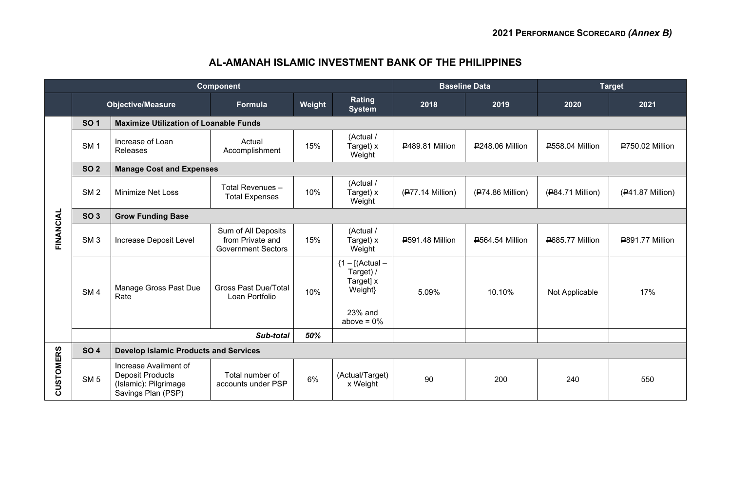**2021 PERFORMANCE SCORECARD *(Annex B)***

# AL-AMANAH ISLAMIC INVESTMENT BANK OF THE PHILIPPINES

| | Component | | | | | Baseline Data | | Target | |
|---|---|---|---|---|---|---|---|---|---|
| | Objective/Measure | | Formula | Weight | Rating System | 2018 | 2019 | 2020 | 2021 |
| FINANCIAL | SO 1 | Maximize Utilization of Loanable Funds | | | | | | | |
| | SM 1 | Increase of Loan Releases | Actual Accomplishment | 15% | (Actual / Target) x Weight | ₱489.81 Million | ₱248.06 Million | ₱558.04 Million | ₱750.02 Million |
| | SO 2 | Manage Cost and Expenses | | | | | | | |
| | SM 2 | Minimize Net Loss | Total Revenues – Total Expenses | 10% | (Actual / Target) x Weight | (₱77.14 Million) | (₱74.86 Million) | (₱84.71 Million) | (₱41.87 Million) |
| | SO 3 | Grow Funding Base | | | | | | | |
| | SM 3 | Increase Deposit Level | Sum of All Deposits from Private and Government Sectors | 15% | (Actual / Target) x Weight | ₱591.48 Million | ₱564.54 Million | ₱685.77 Million | ₱891.77 Million |
| | SM 4 | Manage Gross Past Due Rate | Gross Past Due/Total Loan Portfolio | 10% | {1 – [(Actual – Target) / Target] x Weight}<br><br>23% and above = 0% | 5.09% | 10.10% | Not Applicable | 17% |
| | | ***Sub-total*** | | ***50%*** | | | | | |
| CUSTOMERS | SO 4 | Develop Islamic Products and Services | | | | | | | |
| | SM 5 | Increase Availment of Deposit Products (Islamic): Pilgrimage Savings Plan (PSP) | Total number of accounts under PSP | 6% | (Actual/Target) x Weight | 90 | 200 | 240 | 550 |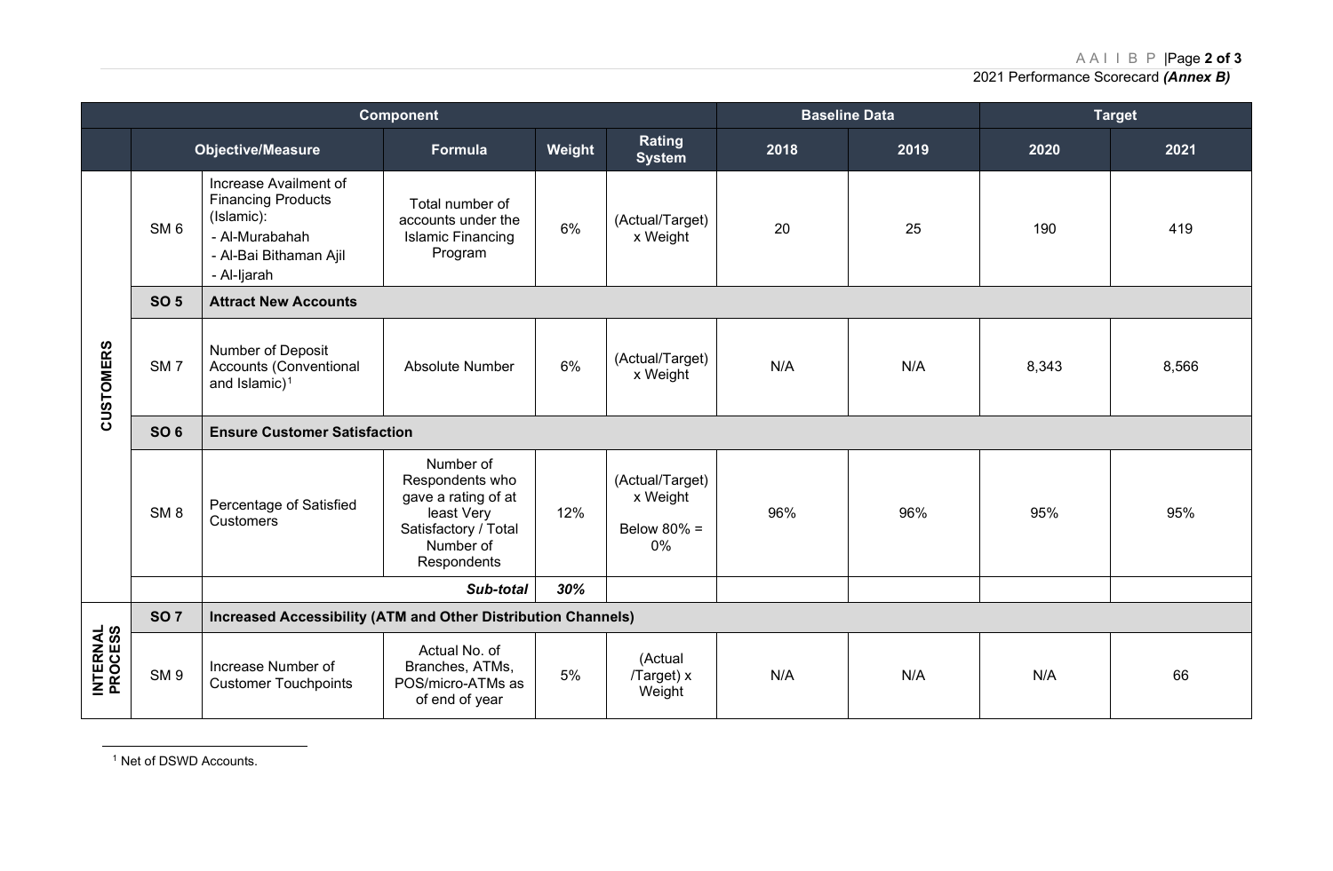| Component | | | | | | Baseline Data | | Target | |
|---|---|---|---|---|---|---|---|---|---|
| | Objective/Measure | | Formula | Weight | Rating System | 2018 | 2019 | 2020 | 2021 |
| CUSTOMERS | SM 6 | Increase Availment of Financing Products (Islamic):<br>- Al-Murabahah<br>- Al-Bai Bithaman Ajil<br>- Al-Ijarah | Total number of accounts under the Islamic Financing Program | 6% | (Actual/Target) x Weight | 20 | 25 | 190 | 419 |
| | **SO 5** | **Attract New Accounts** | | | | | | | |
| | SM 7 | Number of Deposit Accounts (Conventional and Islamic)[1] | Absolute Number | 6% | (Actual/Target) x Weight | N/A | N/A | 8,343 | 8,566 |
| | **SO 6** | **Ensure Customer Satisfaction** | | | | | | | |
| | SM 8 | Percentage of Satisfied Customers | Number of Respondents who gave a rating of at least Very Satisfactory / Total Number of Respondents | 12% | (Actual/Target) x Weight<br><br>Below 80% = 0% | 96% | 96% | 95% | 95% |
| | | | ***Sub-total*** | ***30%*** | | | | | |
| INTERNAL PROCESS | **SO 7** | **Increased Accessibility (ATM and Other Distribution Channels)** | | | | | | | |
| | SM 9 | Increase Number of Customer Touchpoints | Actual No. of Branches, ATMs, POS/micro-ATMs as of end of year | 5% | (Actual /Target) x Weight | N/A | N/A | N/A | 66 |

[1] Net of DSWD Accounts.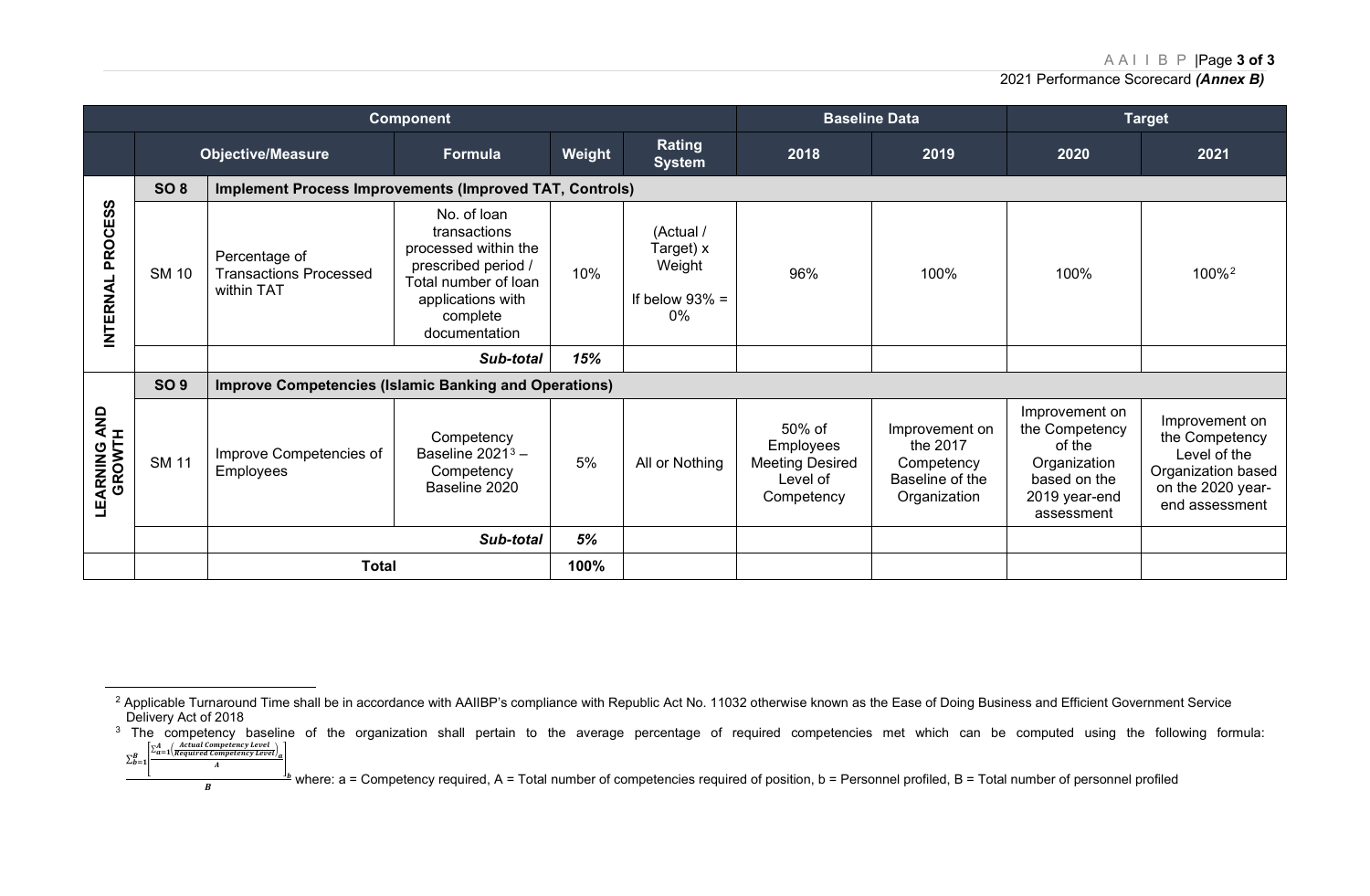2021 Performance Scorecard ***(Annex B)***

| Component | | | | | | Baseline Data | | Target | |
|---|---|---|---|---|---|---|---|---|---|
| | Objective/Measure | | Formula | Weight | Rating System | 2018 | 2019 | 2020 | 2021 |
| INTERNAL PROCESS | **SO 8** | **Implement Process Improvements (Improved TAT, Controls)** | | | | | | | |
| | SM 10 | Percentage of Transactions Processed within TAT | No. of loan transactions processed within the prescribed period / Total number of loan applications with complete documentation | 10% | (Actual / Target) x Weight<br><br>If below 93% = 0% | 96% | 100% | 100% | 100%[2] |
| | | | ***Sub-total*** | ***15%*** | | | | | |
| LEARNING AND GROWTH | **SO 9** | **Improve Competencies (Islamic Banking and Operations)** | | | | | | | |
| | SM 11 | Improve Competencies of Employees | Competency Baseline 2021[3] – Competency Baseline 2020 | 5% | All or Nothing | 50% of Employees Meeting Desired Level of Competency | Improvement on the 2017 Competency Baseline of the Organization | Improvement on the Competency of the Organization based on the 2019 year-end assessment | Improvement on the Competency Level of the Organization based on the 2020 year-end assessment |
| | | | ***Sub-total*** | ***5%*** | | | | | |
| | | **Total** | | **100%** | | | | | |

[2] Applicable Turnaround Time shall be in accordance with AAIIBP's compliance with Republic Act No. 11032 otherwise known as the Ease of Doing Business and Efficient Government Service Delivery Act of 2018

[3] The competency baseline of the organization shall pertain to the average percentage of required competencies met which can be computed using the following formula:

$$\frac{\sum_{b=1}^{B}\left[\frac{\sum_{a=1}^{A}\left(\frac{\text{Actual Competency Level}}{\text{Required Competency Level}}\right)_a}{A}\right]_b}{B}$$

where: a = Competency required, A = Total number of competencies required of position, b = Personnel profiled, B = Total number of personnel profiled